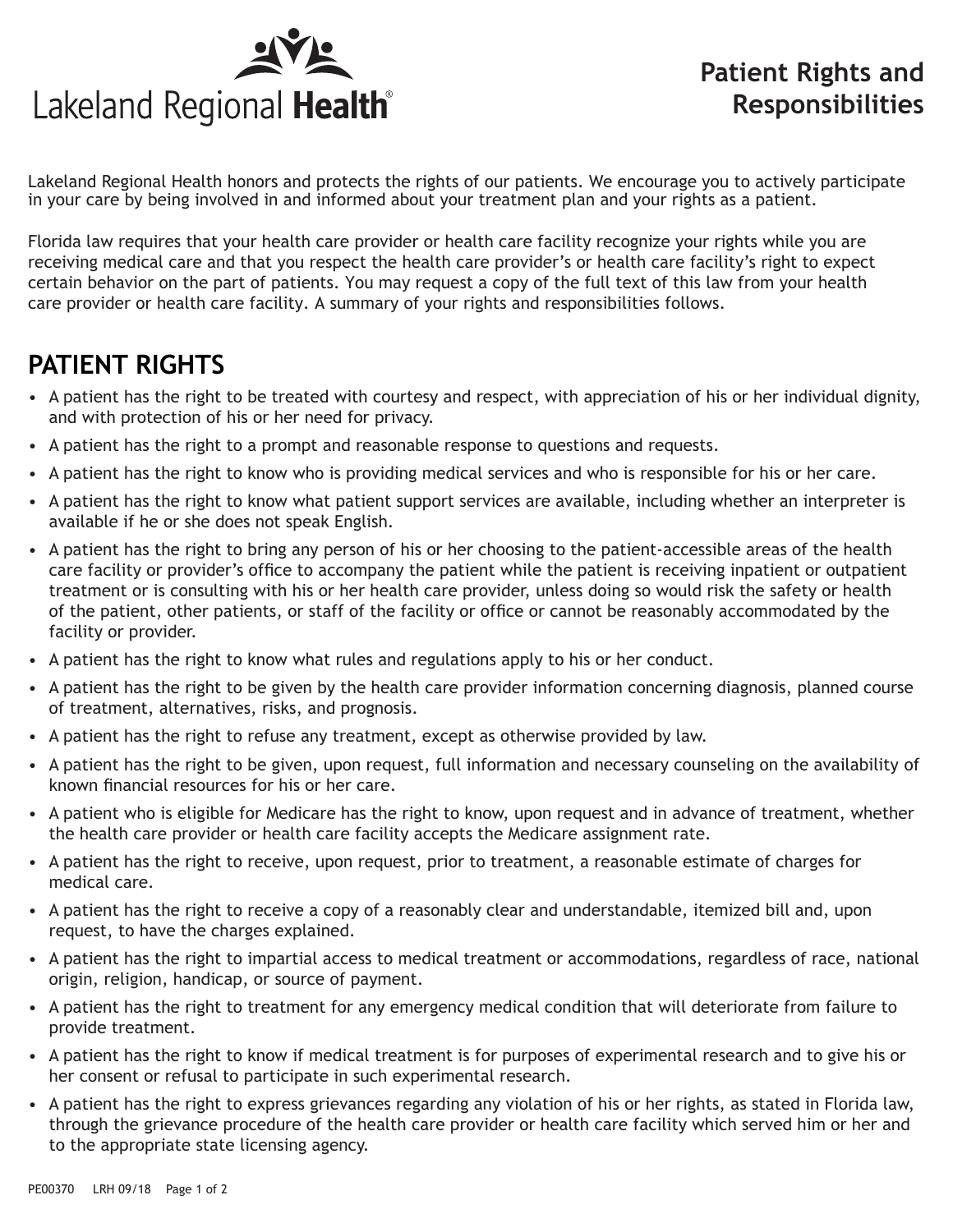# Patient Rights and Responsibilities

Lakeland Regional Health honors and protects the rights of our patients. We encourage you to actively participate in your care by being involved in and informed about your treatment plan and your rights as a patient.

Florida law requires that your health care provider or health care facility recognize your rights while you are receiving medical care and that you respect the health care provider's or health care facility's right to expect certain behavior on the part of patients. You may request a copy of the full text of this law from your health care provider or health care facility. A summary of your rights and responsibilities follows.

## PATIENT RIGHTS

- A patient has the right to be treated with courtesy and respect, with appreciation of his or her individual dignity, and with protection of his or her need for privacy.
- A patient has the right to a prompt and reasonable response to questions and requests.
- A patient has the right to know who is providing medical services and who is responsible for his or her care.
- A patient has the right to know what patient support services are available, including whether an interpreter is available if he or she does not speak English.
- A patient has the right to bring any person of his or her choosing to the patient-accessible areas of the health care facility or provider's office to accompany the patient while the patient is receiving inpatient or outpatient treatment or is consulting with his or her health care provider, unless doing so would risk the safety or health of the patient, other patients, or staff of the facility or office or cannot be reasonably accommodated by the facility or provider.
- A patient has the right to know what rules and regulations apply to his or her conduct.
- A patient has the right to be given by the health care provider information concerning diagnosis, planned course of treatment, alternatives, risks, and prognosis.
- A patient has the right to refuse any treatment, except as otherwise provided by law.
- A patient has the right to be given, upon request, full information and necessary counseling on the availability of known financial resources for his or her care.
- A patient who is eligible for Medicare has the right to know, upon request and in advance of treatment, whether the health care provider or health care facility accepts the Medicare assignment rate.
- A patient has the right to receive, upon request, prior to treatment, a reasonable estimate of charges for medical care.
- A patient has the right to receive a copy of a reasonably clear and understandable, itemized bill and, upon request, to have the charges explained.
- A patient has the right to impartial access to medical treatment or accommodations, regardless of race, national origin, religion, handicap, or source of payment.
- A patient has the right to treatment for any emergency medical condition that will deteriorate from failure to provide treatment.
- A patient has the right to know if medical treatment is for purposes of experimental research and to give his or her consent or refusal to participate in such experimental research.
- A patient has the right to express grievances regarding any violation of his or her rights, as stated in Florida law, through the grievance procedure of the health care provider or health care facility which served him or her and to the appropriate state licensing agency.

PE00370 LRH 09/18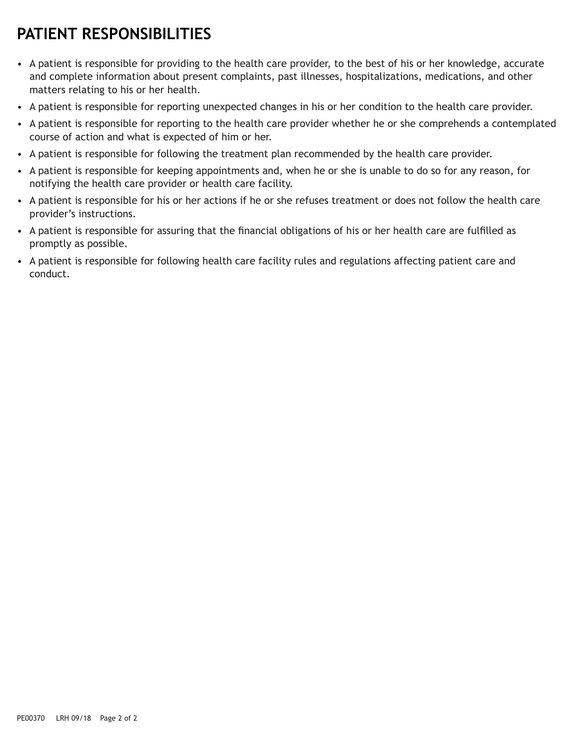# PATIENT RESPONSIBILITIES

- A patient is responsible for providing to the health care provider, to the best of his or her knowledge, accurate and complete information about present complaints, past illnesses, hospitalizations, medications, and other matters relating to his or her health.
- A patient is responsible for reporting unexpected changes in his or her condition to the health care provider.
- A patient is responsible for reporting to the health care provider whether he or she comprehends a contemplated course of action and what is expected of him or her.
- A patient is responsible for following the treatment plan recommended by the health care provider.
- A patient is responsible for keeping appointments and, when he or she is unable to do so for any reason, for notifying the health care provider or health care facility.
- A patient is responsible for his or her actions if he or she refuses treatment or does not follow the health care provider's instructions.
- A patient is responsible for assuring that the financial obligations of his or her health care are fulfilled as promptly as possible.
- A patient is responsible for following health care facility rules and regulations affecting patient care and conduct.

PE00370 LRH 09/18